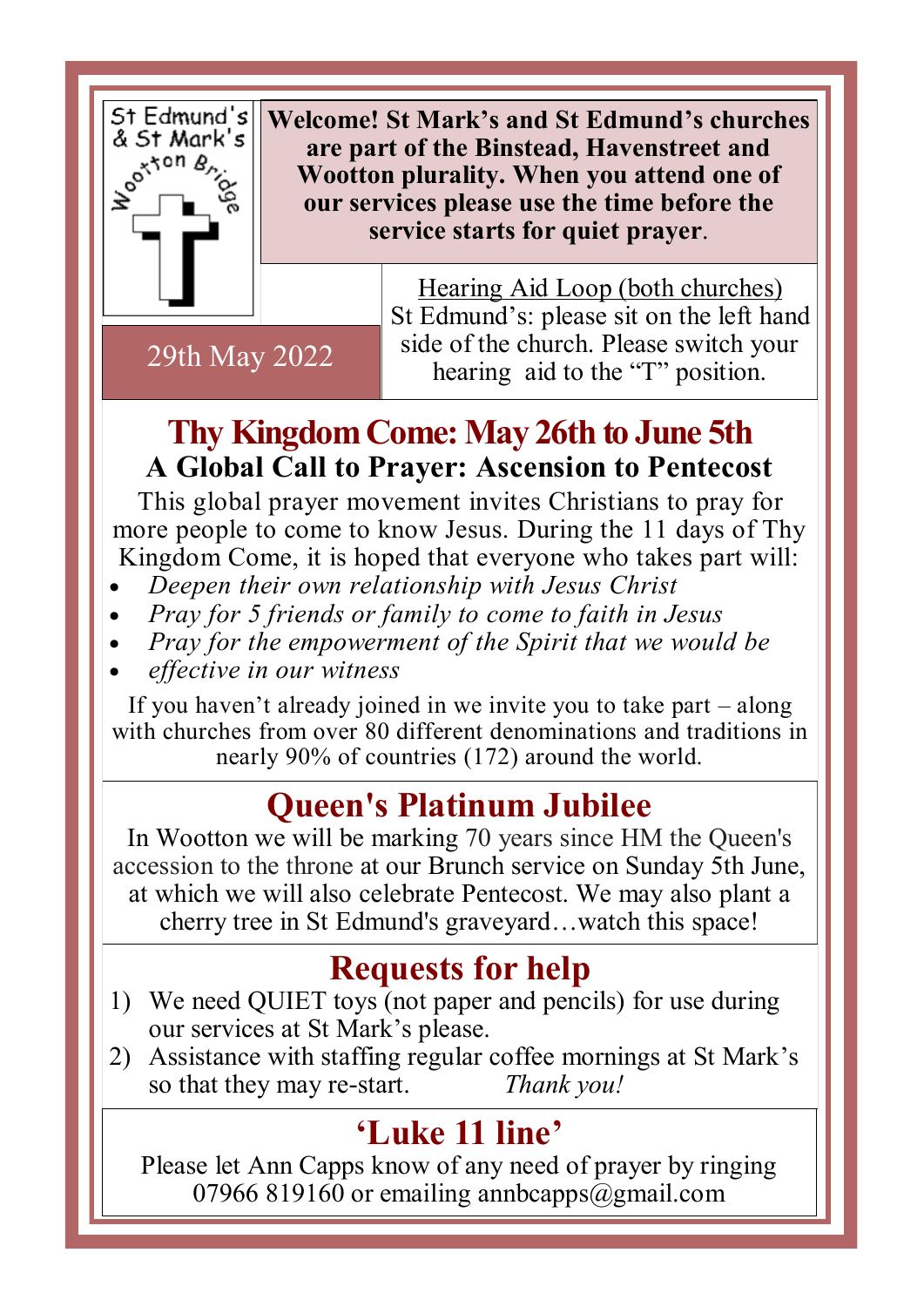St Edmund's & St Mark's Wootton Bridge

**Welcome! St Mark's and St Edmund's churches are part of the Binstead, Havenstreet and Wootton plurality. When you attend one of our services please use the time before the service starts for quiet prayer.**

29th May 2022

Hearing Aid Loop (both churches)
St Edmund's: please sit on the left hand side of the church. Please switch your hearing aid to the "T" position.

## Thy Kingdom Come: May 26th to June 5th

### A Global Call to Prayer: Ascension to Pentecost

This global prayer movement invites Christians to pray for more people to come to know Jesus. During the 11 days of Thy Kingdom Come, it is hoped that everyone who takes part will:

- *Deepen their own relationship with Jesus Christ*
- *Pray for 5 friends or family to come to faith in Jesus*
- *Pray for the empowerment of the Spirit that we would be*
- *effective in our witness*

If you haven't already joined in we invite you to take part – along with churches from over 80 different denominations and traditions in nearly 90% of countries (172) around the world.

## Queen's Platinum Jubilee

In Wootton we will be marking 70 years since HM the Queen's accession to the throne at our Brunch service on Sunday 5th June, at which we will also celebrate Pentecost. We may also plant a cherry tree in St Edmund's graveyard…watch this space!

## Requests for help

1) We need QUIET toys (not paper and pencils) for use during our services at St Mark's please.
2) Assistance with staffing regular coffee mornings at St Mark's so that they may re-start. *Thank you!*

## 'Luke 11 line'

Please let Ann Capps know of any need of prayer by ringing 07966 819160 or emailing annbcapps@gmail.com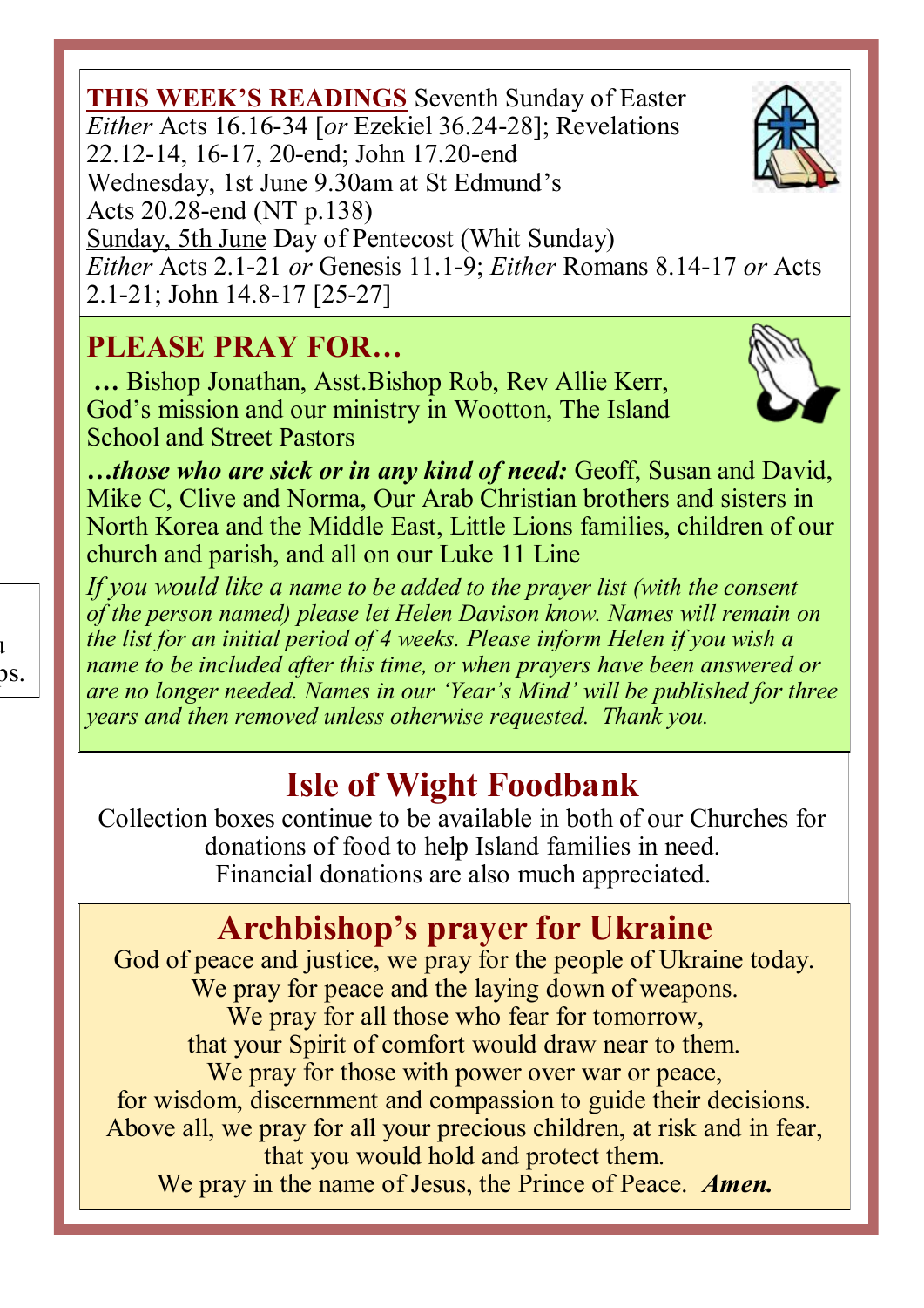**THIS WEEK'S READINGS** Seventh Sunday of Easter
*Either* Acts 16.16-34 [*or* Ezekiel 36.24-28]; Revelations 22.12-14, 16-17, 20-end; John 17.20-end

Wednesday, 1st June 9.30am at St Edmund's
Acts 20.28-end (NT p.138)

Sunday, 5th June Day of Pentecost (Whit Sunday)
*Either* Acts 2.1-21 *or* Genesis 11.1-9; *Either* Romans 8.14-17 *or* Acts 2.1-21; John 14.8-17 [25-27]

## PLEASE PRAY FOR…

**…** Bishop Jonathan, Asst.Bishop Rob, Rev Allie Kerr, God's mission and our ministry in Wootton, The Island School and Street Pastors

***…those who are sick or in any kind of need:*** Geoff, Susan and David, Mike C, Clive and Norma, Our Arab Christian brothers and sisters in North Korea and the Middle East, Little Lions families, children of our church and parish, and all on our Luke 11 Line

*If you would like a name to be added to the prayer list (with the consent of the person named) please let Helen Davison know. Names will remain on the list for an initial period of 4 weeks. Please inform Helen if you wish a name to be included after this time, or when prayers have been answered or are no longer needed. Names in our 'Year's Mind' will be published for three years and then removed unless otherwise requested. Thank you.*

## Isle of Wight Foodbank

Collection boxes continue to be available in both of our Churches for donations of food to help Island families in need.
Financial donations are also much appreciated.

## Archbishop's prayer for Ukraine

God of peace and justice, we pray for the people of Ukraine today.
We pray for peace and the laying down of weapons.
We pray for all those who fear for tomorrow,
that your Spirit of comfort would draw near to them.
We pray for those with power over war or peace,
for wisdom, discernment and compassion to guide their decisions.
Above all, we pray for all your precious children, at risk and in fear,
that you would hold and protect them.
We pray in the name of Jesus, the Prince of Peace. ***Amen.***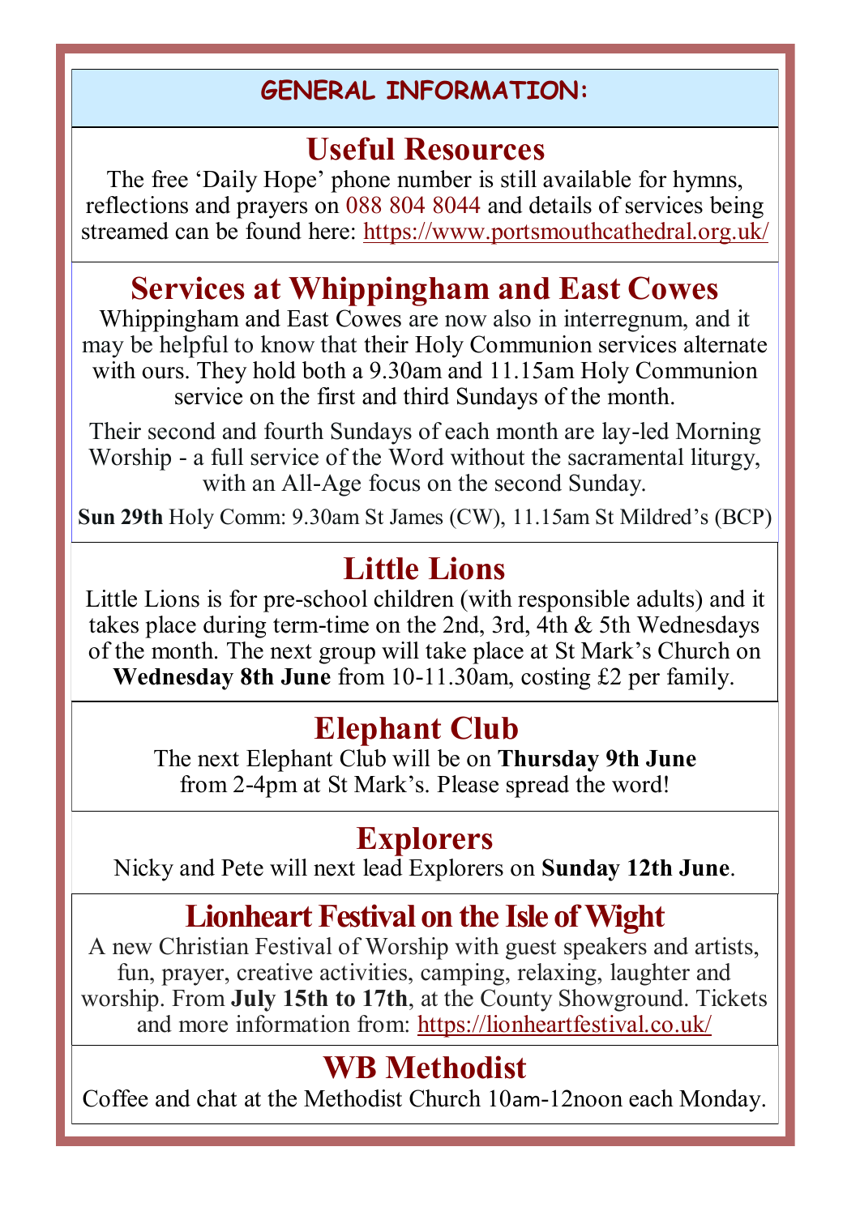# GENERAL INFORMATION:

## Useful Resources

The free 'Daily Hope' phone number is still available for hymns, reflections and prayers on 088 804 8044 and details of services being streamed can be found here: https://www.portsmouthcathedral.org.uk/

## Services at Whippingham and East Cowes

Whippingham and East Cowes are now also in interregnum, and it may be helpful to know that their Holy Communion services alternate with ours. They hold both a 9.30am and 11.15am Holy Communion service on the first and third Sundays of the month.

Their second and fourth Sundays of each month are lay-led Morning Worship - a full service of the Word without the sacramental liturgy, with an All-Age focus on the second Sunday.

**Sun 29th** Holy Comm: 9.30am St James (CW), 11.15am St Mildred's (BCP)

## Little Lions

Little Lions is for pre-school children (with responsible adults) and it takes place during term-time on the 2nd, 3rd, 4th & 5th Wednesdays of the month. The next group will take place at St Mark's Church on **Wednesday 8th June** from 10-11.30am, costing £2 per family.

## Elephant Club

The next Elephant Club will be on **Thursday 9th June** from 2-4pm at St Mark's. Please spread the word!

## Explorers

Nicky and Pete will next lead Explorers on **Sunday 12th June**.

## Lionheart Festival on the Isle of Wight

A new Christian Festival of Worship with guest speakers and artists, fun, prayer, creative activities, camping, relaxing, laughter and worship. From **July 15th to 17th**, at the County Showground. Tickets and more information from: https://lionheartfestival.co.uk/

## WB Methodist

Coffee and chat at the Methodist Church 10am-12noon each Monday.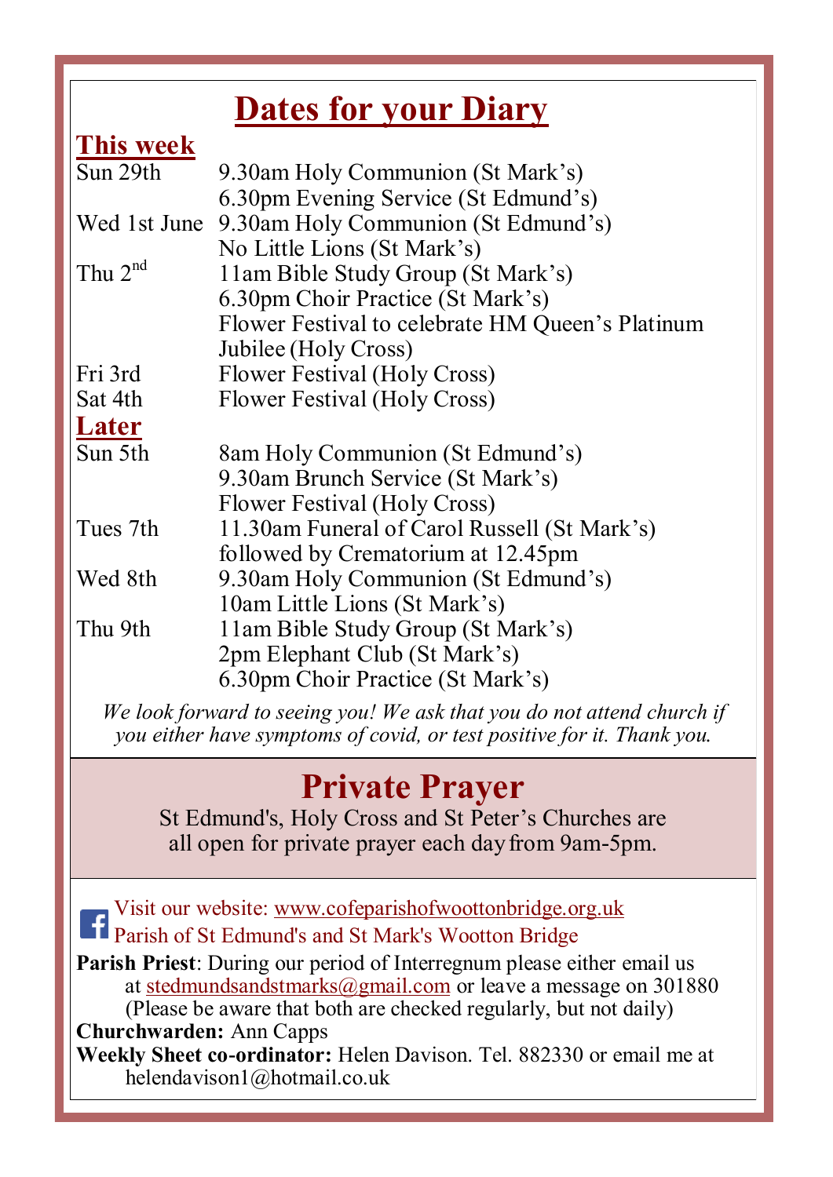# Dates for your Diary

## This week

| | |
|---|---|
| Sun 29th | 9.30am Holy Communion (St Mark's) |
| | 6.30pm Evening Service (St Edmund's) |
| Wed 1st June | 9.30am Holy Communion (St Edmund's) |
| | No Little Lions (St Mark's) |
| Thu 2nd | 11am Bible Study Group (St Mark's) |
| | 6.30pm Choir Practice (St Mark's) |
| | Flower Festival to celebrate HM Queen's Platinum Jubilee (Holy Cross) |
| Fri 3rd | Flower Festival (Holy Cross) |
| Sat 4th | Flower Festival (Holy Cross) |

## Later

| | |
|---|---|
| Sun 5th | 8am Holy Communion (St Edmund's) |
| | 9.30am Brunch Service (St Mark's) |
| | Flower Festival (Holy Cross) |
| Tues 7th | 11.30am Funeral of Carol Russell (St Mark's) followed by Crematorium at 12.45pm |
| Wed 8th | 9.30am Holy Communion (St Edmund's) |
| | 10am Little Lions (St Mark's) |
| Thu 9th | 11am Bible Study Group (St Mark's) |
| | 2pm Elephant Club (St Mark's) |
| | 6.30pm Choir Practice (St Mark's) |

*We look forward to seeing you! We ask that you do not attend church if you either have symptoms of covid, or test positive for it. Thank you.*

# Private Prayer

St Edmund's, Holy Cross and St Peter's Churches are all open for private prayer each day from 9am-5pm.

Visit our website: www.cofeparishofwoottonbridge.org.uk

Parish of St Edmund's and St Mark's Wootton Bridge

**Parish Priest**: During our period of Interregnum please either email us at stedmundsandstmarks@gmail.com or leave a message on 301880 (Please be aware that both are checked regularly, but not daily)

**Churchwarden:** Ann Capps

**Weekly Sheet co-ordinator:** Helen Davison. Tel. 882330 or email me at helendavison1@hotmail.co.uk